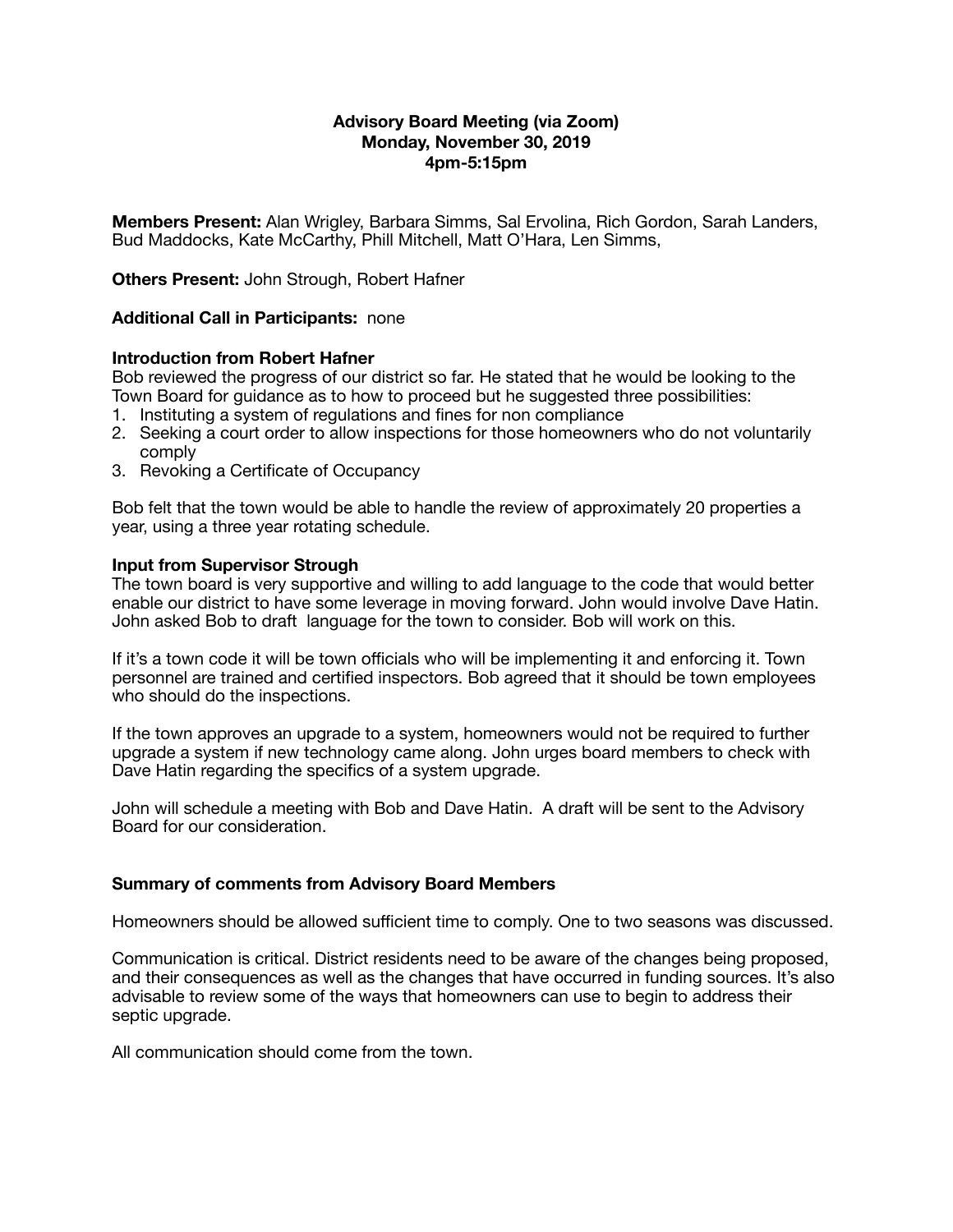**Advisory Board Meeting (via Zoom)**
**Monday, November 30, 2019**
**4pm-5:15pm**

**Members Present:** Alan Wrigley, Barbara Simms, Sal Ervolina, Rich Gordon, Sarah Landers, Bud Maddocks, Kate McCarthy, Phill Mitchell, Matt O'Hara, Len Simms,

**Others Present:** John Strough, Robert Hafner

**Additional Call in Participants:** none

**Introduction from Robert Hafner**

Bob reviewed the progress of our district so far. He stated that he would be looking to the Town Board for guidance as to how to proceed but he suggested three possibilities:

1. Instituting a system of regulations and fines for non compliance
2. Seeking a court order to allow inspections for those homeowners who do not voluntarily comply
3. Revoking a Certificate of Occupancy

Bob felt that the town would be able to handle the review of approximately 20 properties a year, using a three year rotating schedule.

**Input from Supervisor Strough**

The town board is very supportive and willing to add language to the code that would better enable our district to have some leverage in moving forward. John would involve Dave Hatin. John asked Bob to draft language for the town to consider. Bob will work on this.

If it's a town code it will be town officials who will be implementing it and enforcing it. Town personnel are trained and certified inspectors. Bob agreed that it should be town employees who should do the inspections.

If the town approves an upgrade to a system, homeowners would not be required to further upgrade a system if new technology came along. John urges board members to check with Dave Hatin regarding the specifics of a system upgrade.

John will schedule a meeting with Bob and Dave Hatin. A draft will be sent to the Advisory Board for our consideration.

**Summary of comments from Advisory Board Members**

Homeowners should be allowed sufficient time to comply. One to two seasons was discussed.

Communication is critical. District residents need to be aware of the changes being proposed, and their consequences as well as the changes that have occurred in funding sources. It's also advisable to review some of the ways that homeowners can use to begin to address their septic upgrade.

All communication should come from the town.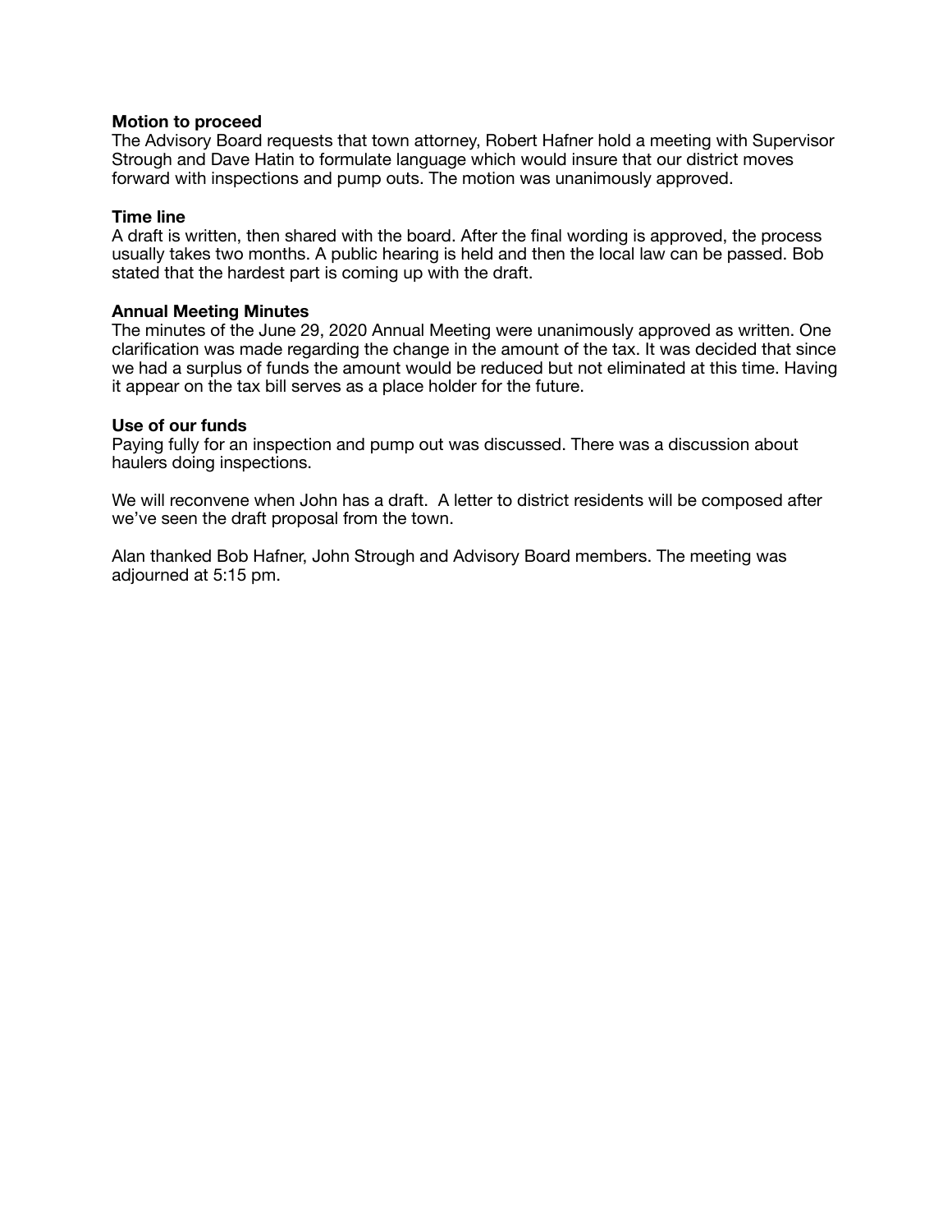**Motion to proceed**
The Advisory Board requests that town attorney, Robert Hafner hold a meeting with Supervisor Strough and Dave Hatin to formulate language which would insure that our district moves forward with inspections and pump outs. The motion was unanimously approved.

**Time line**
A draft is written, then shared with the board. After the final wording is approved, the process usually takes two months. A public hearing is held and then the local law can be passed. Bob stated that the hardest part is coming up with the draft.

**Annual Meeting Minutes**
The minutes of the June 29, 2020 Annual Meeting were unanimously approved as written. One clarification was made regarding the change in the amount of the tax. It was decided that since we had a surplus of funds the amount would be reduced but not eliminated at this time. Having it appear on the tax bill serves as a place holder for the future.

**Use of our funds**
Paying fully for an inspection and pump out was discussed. There was a discussion about haulers doing inspections.

We will reconvene when John has a draft. A letter to district residents will be composed after we've seen the draft proposal from the town.

Alan thanked Bob Hafner, John Strough and Advisory Board members. The meeting was adjourned at 5:15 pm.